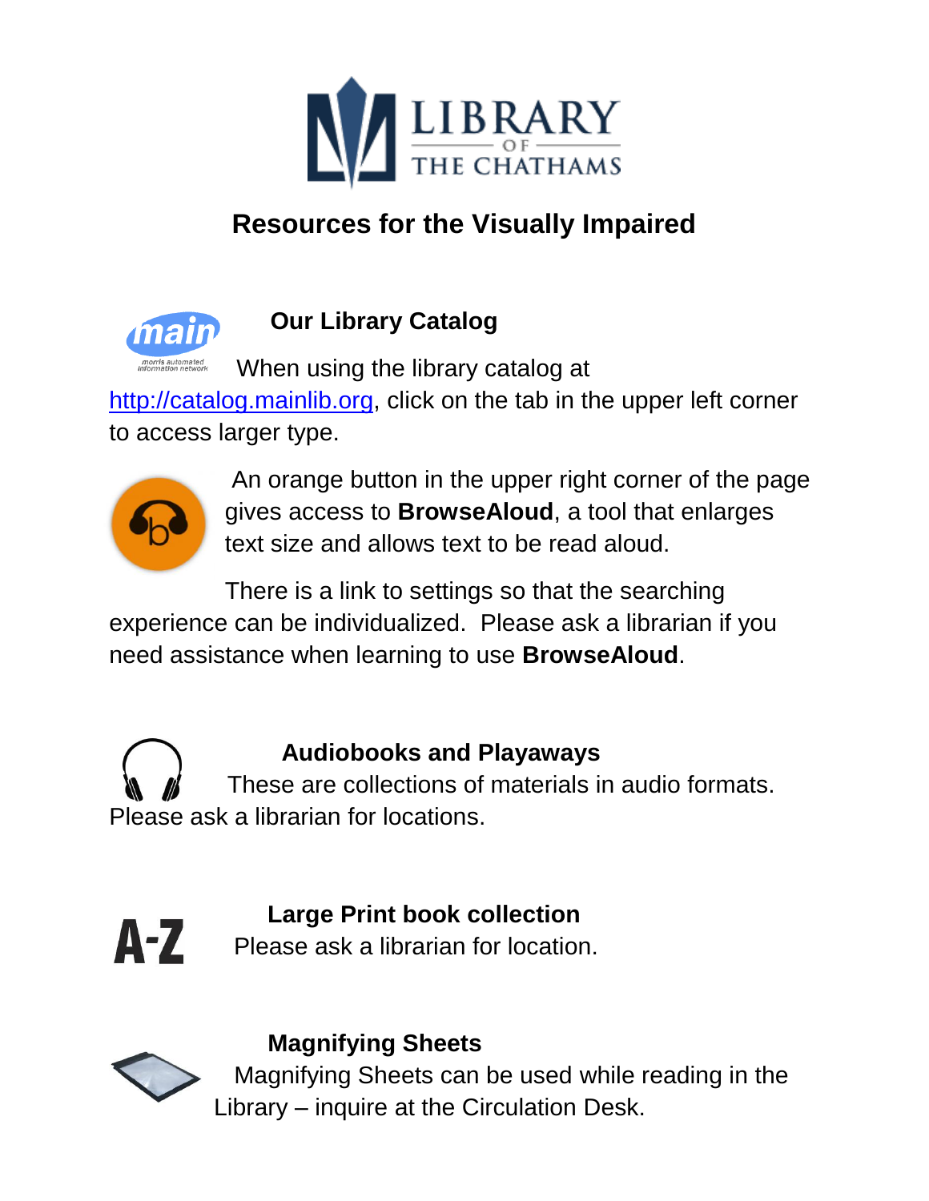# Resources for the Visually Impaired

## Our Library Catalog

When using the library catalog at http://catalog.mainlib.org, click on the tab in the upper left corner to access larger type.

An orange button in the upper right corner of the page gives access to **BrowseAloud**, a tool that enlarges text size and allows text to be read aloud.

There is a link to settings so that the searching experience can be individualized. Please ask a librarian if you need assistance when learning to use **BrowseAloud**.

## Audiobooks and Playaways

These are collections of materials in audio formats. Please ask a librarian for locations.

## Large Print book collection

Please ask a librarian for location.

## Magnifying Sheets

Magnifying Sheets can be used while reading in the Library – inquire at the Circulation Desk.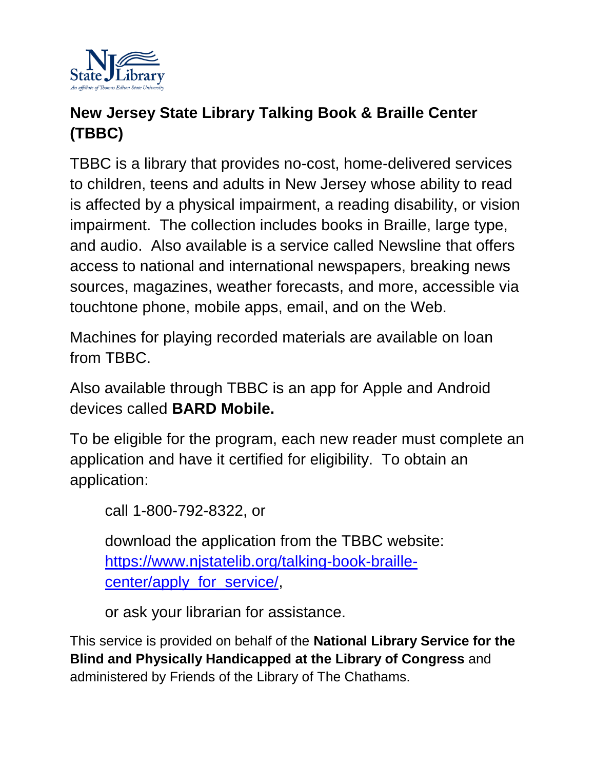State Library
An affiliate of Thomas Edison State University

## New Jersey State Library Talking Book & Braille Center (TBBC)

TBBC is a library that provides no-cost, home-delivered services to children, teens and adults in New Jersey whose ability to read is affected by a physical impairment, a reading disability, or vision impairment. The collection includes books in Braille, large type, and audio. Also available is a service called Newsline that offers access to national and international newspapers, breaking news sources, magazines, weather forecasts, and more, accessible via touchtone phone, mobile apps, email, and on the Web.

Machines for playing recorded materials are available on loan from TBBC.

Also available through TBBC is an app for Apple and Android devices called **BARD Mobile.**

To be eligible for the program, each new reader must complete an application and have it certified for eligibility. To obtain an application:

> call 1-800-792-8322, or
>
> download the application from the TBBC website: [https://www.njstatelib.org/talking-book-braille-center/apply_for_service/](https://www.njstatelib.org/talking-book-braille-center/apply_for_service/),
>
> or ask your librarian for assistance.

This service is provided on behalf of the **National Library Service for the Blind and Physically Handicapped at the Library of Congress** and administered by Friends of the Library of The Chathams.